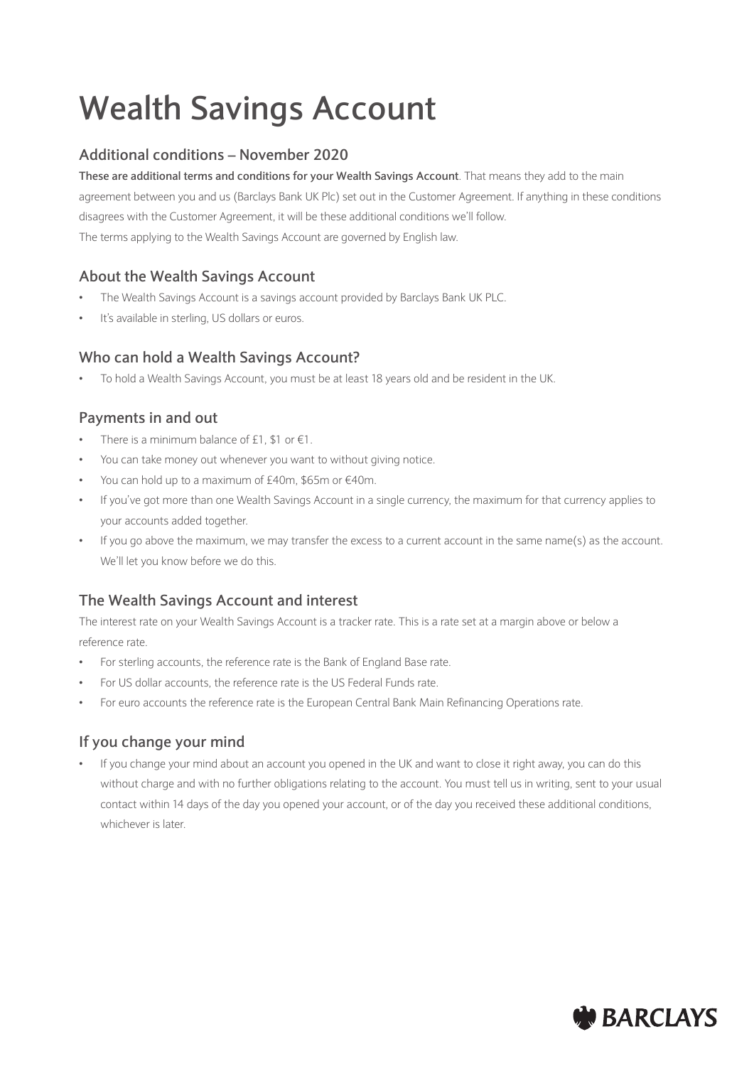# Wealth Savings Account

## Additional conditions – November 2020

**These are additional terms and conditions for your Wealth Savings Account**. That means they add to the main agreement between you and us (Barclays Bank UK Plc) set out in the Customer Agreement. If anything in these conditions disagrees with the Customer Agreement, it will be these additional conditions we'll follow.

The terms applying to the Wealth Savings Account are governed by English law.

## About the Wealth Savings Account

- The Wealth Savings Account is a savings account provided by Barclays Bank UK PLC.
- It's available in sterling, US dollars or euros.

## Who can hold a Wealth Savings Account?

- To hold a Wealth Savings Account, you must be at least 18 years old and be resident in the UK.

## Payments in and out

- There is a minimum balance of £1, $1 or €1.
- You can take money out whenever you want to without giving notice.
- You can hold up to a maximum of £40m, $65m or €40m.
- If you've got more than one Wealth Savings Account in a single currency, the maximum for that currency applies to your accounts added together.
- If you go above the maximum, we may transfer the excess to a current account in the same name(s) as the account. We'll let you know before we do this.

## The Wealth Savings Account and interest

The interest rate on your Wealth Savings Account is a tracker rate. This is a rate set at a margin above or below a reference rate.

- For sterling accounts, the reference rate is the Bank of England Base rate.
- For US dollar accounts, the reference rate is the US Federal Funds rate.
- For euro accounts the reference rate is the European Central Bank Main Refinancing Operations rate.

## If you change your mind

- If you change your mind about an account you opened in the UK and want to close it right away, you can do this without charge and with no further obligations relating to the account. You must tell us in writing, sent to your usual contact within 14 days of the day you opened your account, or of the day you received these additional conditions, whichever is later.

BARCLAYS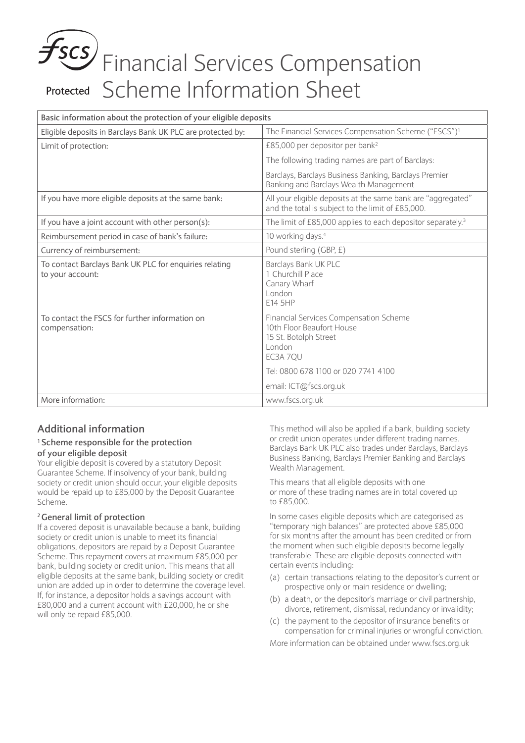# Financial Services Compensation Scheme Information Sheet

Protected

| Basic information about the protection of your eligible deposits | |
|---|---|
| Eligible deposits in Barclays Bank UK PLC are protected by: | The Financial Services Compensation Scheme ("FSCS")[1] |
| Limit of protection: | £85,000 per depositor per bank[2] |
| | The following trading names are part of Barclays: |
| | Barclays, Barclays Business Banking, Barclays Premier Banking and Barclays Wealth Management |
| If you have more eligible deposits at the same bank: | All your eligible deposits at the same bank are "aggregated" and the total is subject to the limit of £85,000. |
| If you have a joint account with other person(s): | The limit of £85,000 applies to each depositor separately.[3] |
| Reimbursement period in case of bank's failure: | 10 working days.[4] |
| Currency of reimbursement: | Pound sterling (GBP, £) |
| To contact Barclays Bank UK PLC for enquiries relating to your account: | Barclays Bank UK PLC<br>1 Churchill Place<br>Canary Wharf<br>London<br>E14 5HP |
| To contact the FSCS for further information on compensation: | Financial Services Compensation Scheme<br>10th Floor Beaufort House<br>15 St. Botolph Street<br>London<br>EC3A 7QU |
| | Tel: 0800 678 1100 or 020 7741 4100 |
| | email: ICT@fscs.org.uk |
| More information: | www.fscs.org.uk |

## Additional information

### [1] Scheme responsible for the protection of your eligible deposit

Your eligible deposit is covered by a statutory Deposit Guarantee Scheme. If insolvency of your bank, building society or credit union should occur, your eligible deposits would be repaid up to £85,000 by the Deposit Guarantee Scheme.

### [2] General limit of protection

If a covered deposit is unavailable because a bank, building society or credit union is unable to meet its financial obligations, depositors are repaid by a Deposit Guarantee Scheme. This repayment covers at maximum £85,000 per bank, building society or credit union. This means that all eligible deposits at the same bank, building society or credit union are added up in order to determine the coverage level. If, for instance, a depositor holds a savings account with £80,000 and a current account with £20,000, he or she will only be repaid £85,000.

This method will also be applied if a bank, building society or credit union operates under different trading names. Barclays Bank UK PLC also trades under Barclays, Barclays Business Banking, Barclays Premier Banking and Barclays Wealth Management.

This means that all eligible deposits with one or more of these trading names are in total covered up to £85,000.

In some cases eligible deposits which are categorised as "temporary high balances" are protected above £85,000 for six months after the amount has been credited or from the moment when such eligible deposits become legally transferable. These are eligible deposits connected with certain events including:

(a) certain transactions relating to the depositor's current or prospective only or main residence or dwelling;

(b) a death, or the depositor's marriage or civil partnership, divorce, retirement, dismissal, redundancy or invalidity;

(c) the payment to the depositor of insurance benefits or compensation for criminal injuries or wrongful conviction.

More information can be obtained under www.fscs.org.uk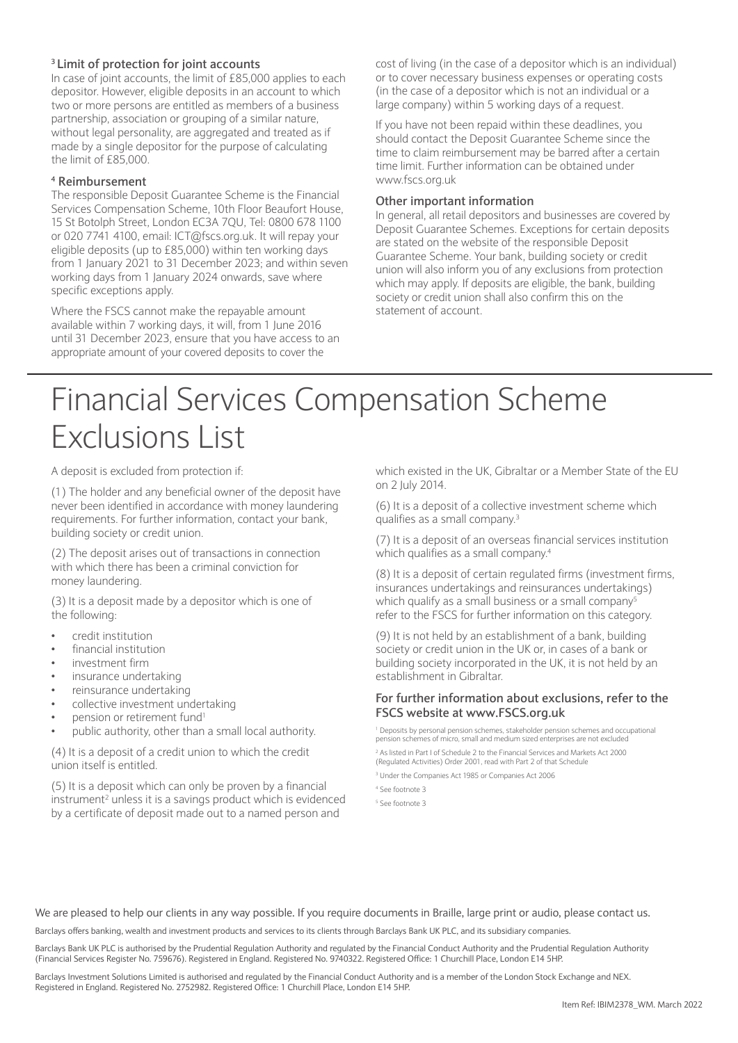### [3] Limit of protection for joint accounts

In case of joint accounts, the limit of £85,000 applies to each depositor. However, eligible deposits in an account to which two or more persons are entitled as members of a business partnership, association or grouping of a similar nature, without legal personality, are aggregated and treated as if made by a single depositor for the purpose of calculating the limit of £85,000.

### [4] Reimbursement

The responsible Deposit Guarantee Scheme is the Financial Services Compensation Scheme, 10th Floor Beaufort House, 15 St Botolph Street, London EC3A 7QU, Tel: 0800 678 1100 or 020 7741 4100, email: ICT@fscs.org.uk. It will repay your eligible deposits (up to £85,000) within ten working days from 1 January 2021 to 31 December 2023; and within seven working days from 1 January 2024 onwards, save where specific exceptions apply.

Where the FSCS cannot make the repayable amount available within 7 working days, it will, from 1 June 2016 until 31 December 2023, ensure that you have access to an appropriate amount of your covered deposits to cover the cost of living (in the case of a depositor which is an individual) or to cover necessary business expenses or operating costs (in the case of a depositor which is not an individual or a large company) within 5 working days of a request.

If you have not been repaid within these deadlines, you should contact the Deposit Guarantee Scheme since the time to claim reimbursement may be barred after a certain time limit. Further information can be obtained under www.fscs.org.uk

### Other important information

In general, all retail depositors and businesses are covered by Deposit Guarantee Schemes. Exceptions for certain deposits are stated on the website of the responsible Deposit Guarantee Scheme. Your bank, building society or credit union will also inform you of any exclusions from protection which may apply. If deposits are eligible, the bank, building society or credit union shall also confirm this on the statement of account.

# Financial Services Compensation Scheme Exclusions List

A deposit is excluded from protection if:

(1) The holder and any beneficial owner of the deposit have never been identified in accordance with money laundering requirements. For further information, contact your bank, building society or credit union.

(2) The deposit arises out of transactions in connection with which there has been a criminal conviction for money laundering.

(3) It is a deposit made by a depositor which is one of the following:

- credit institution
- financial institution
- investment firm
- insurance undertaking
- reinsurance undertaking
- collective investment undertaking
- pension or retirement fund[1]
- public authority, other than a small local authority.

(4) It is a deposit of a credit union to which the credit union itself is entitled.

(5) It is a deposit which can only be proven by a financial instrument[2] unless it is a savings product which is evidenced by a certificate of deposit made out to a named person and which existed in the UK, Gibraltar or a Member State of the EU on 2 July 2014.

(6) It is a deposit of a collective investment scheme which qualifies as a small company.[3]

(7) It is a deposit of an overseas financial services institution which qualifies as a small company.[4]

(8) It is a deposit of certain regulated firms (investment firms, insurances undertakings and reinsurances undertakings) which qualify as a small business or a small company[5] refer to the FSCS for further information on this category.

(9) It is not held by an establishment of a bank, building society or credit union in the UK or, in cases of a bank or building society incorporated in the UK, it is not held by an establishment in Gibraltar.

**For further information about exclusions, refer to the FSCS website at www.FSCS.org.uk**

[1] Deposits by personal pension schemes, stakeholder pension schemes and occupational pension schemes of micro, small and medium sized enterprises are not excluded

[2] As listed in Part I of Schedule 2 to the Financial Services and Markets Act 2000 (Regulated Activities) Order 2001, read with Part 2 of that Schedule

[3] Under the Companies Act 1985 or Companies Act 2006

[4] See footnote 3

[5] See footnote 3

We are pleased to help our clients in any way possible. If you require documents in Braille, large print or audio, please contact us.

Barclays offers banking, wealth and investment products and services to its clients through Barclays Bank UK PLC, and its subsidiary companies.

Barclays Bank UK PLC is authorised by the Prudential Regulation Authority and regulated by the Financial Conduct Authority and the Prudential Regulation Authority (Financial Services Register No. 759676). Registered in England. Registered No. 9740322. Registered Office: 1 Churchill Place, London E14 5HP.

Barclays Investment Solutions Limited is authorised and regulated by the Financial Conduct Authority and is a member of the London Stock Exchange and NEX. Registered in England. Registered No. 2752982. Registered Office: 1 Churchill Place, London E14 5HP.

Item Ref: IBIM2378_WM. March 2022